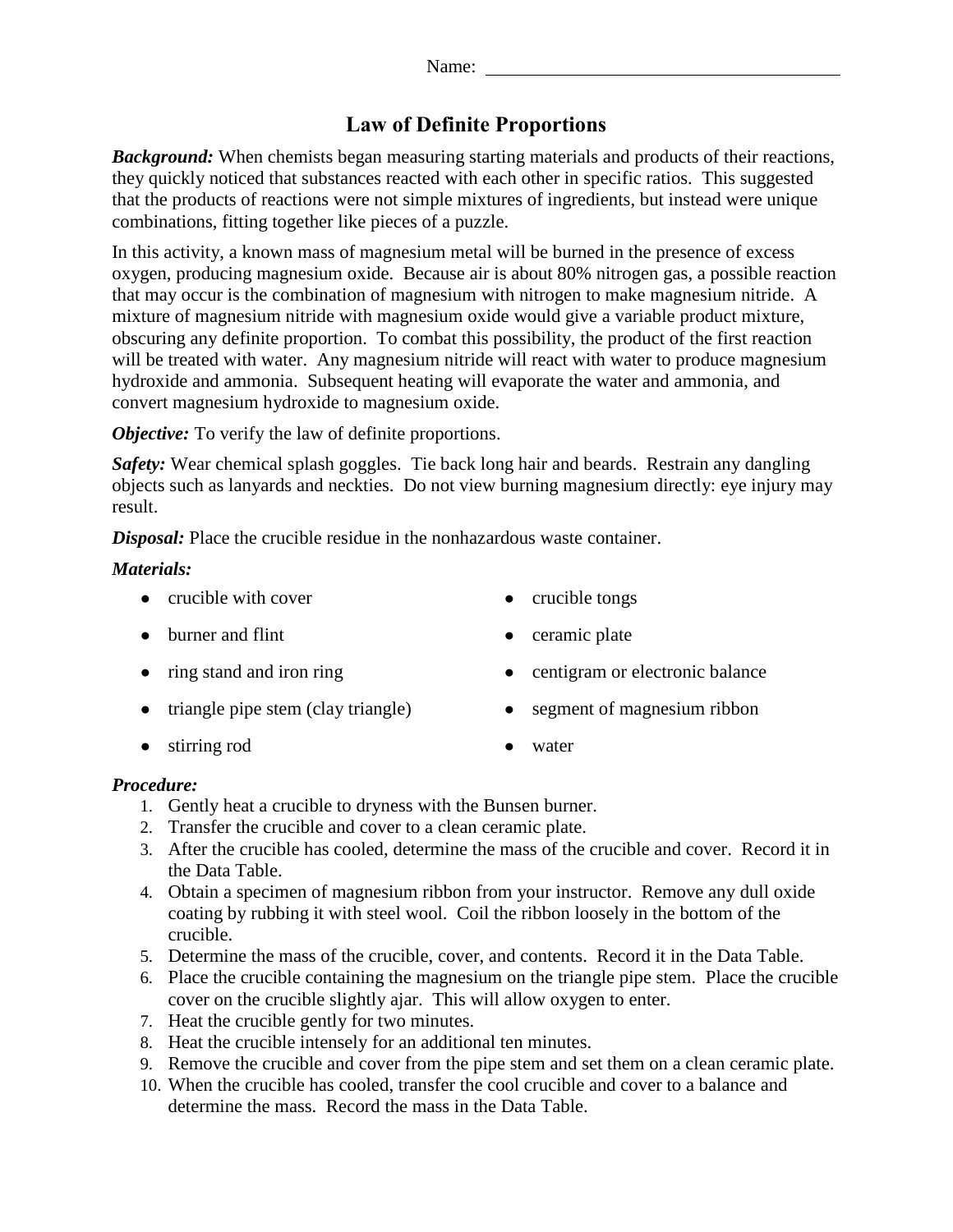Name: ______________________________

# Law of Definite Proportions

***Background:*** When chemists began measuring starting materials and products of their reactions, they quickly noticed that substances reacted with each other in specific ratios. This suggested that the products of reactions were not simple mixtures of ingredients, but instead were unique combinations, fitting together like pieces of a puzzle.

In this activity, a known mass of magnesium metal will be burned in the presence of excess oxygen, producing magnesium oxide. Because air is about 80% nitrogen gas, a possible reaction that may occur is the combination of magnesium with nitrogen to make magnesium nitride. A mixture of magnesium nitride with magnesium oxide would give a variable product mixture, obscuring any definite proportion. To combat this possibility, the product of the first reaction will be treated with water. Any magnesium nitride will react with water to produce magnesium hydroxide and ammonia. Subsequent heating will evaporate the water and ammonia, and convert magnesium hydroxide to magnesium oxide.

***Objective:*** To verify the law of definite proportions.

***Safety:*** Wear chemical splash goggles. Tie back long hair and beards. Restrain any dangling objects such as lanyards and neckties. Do not view burning magnesium directly: eye injury may result.

***Disposal:*** Place the crucible residue in the nonhazardous waste container.

***Materials:***

- crucible with cover
- burner and flint
- ring stand and iron ring
- triangle pipe stem (clay triangle)
- stirring rod
- crucible tongs
- ceramic plate
- centigram or electronic balance
- segment of magnesium ribbon
- water

***Procedure:***

1. Gently heat a crucible to dryness with the Bunsen burner.
2. Transfer the crucible and cover to a clean ceramic plate.
3. After the crucible has cooled, determine the mass of the crucible and cover. Record it in the Data Table.
4. Obtain a specimen of magnesium ribbon from your instructor. Remove any dull oxide coating by rubbing it with steel wool. Coil the ribbon loosely in the bottom of the crucible.
5. Determine the mass of the crucible, cover, and contents. Record it in the Data Table.
6. Place the crucible containing the magnesium on the triangle pipe stem. Place the crucible cover on the crucible slightly ajar. This will allow oxygen to enter.
7. Heat the crucible gently for two minutes.
8. Heat the crucible intensely for an additional ten minutes.
9. Remove the crucible and cover from the pipe stem and set them on a clean ceramic plate.
10. When the crucible has cooled, transfer the cool crucible and cover to a balance and determine the mass. Record the mass in the Data Table.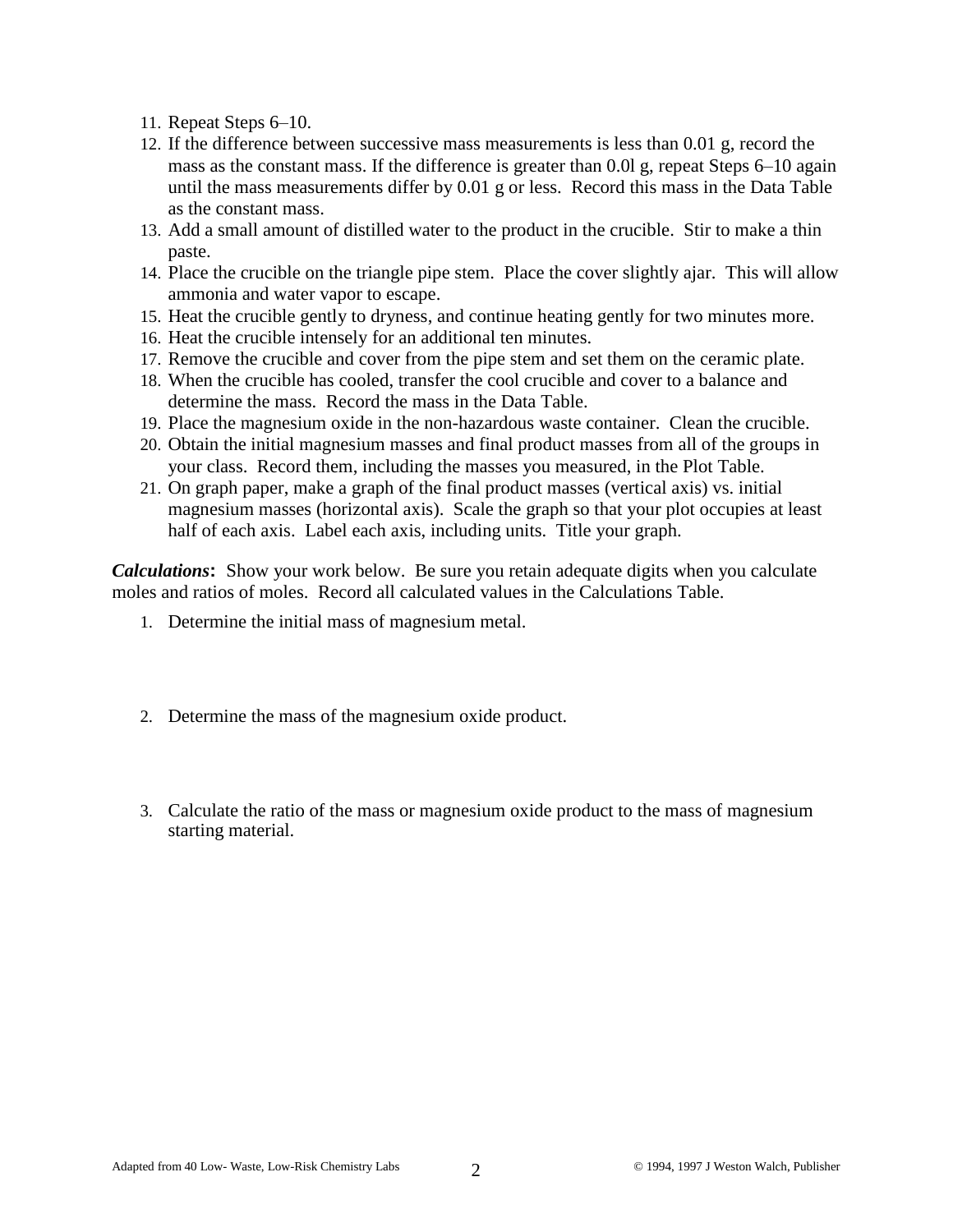11. Repeat Steps 6–10.
12. If the difference between successive mass measurements is less than 0.01 g, record the mass as the constant mass. If the difference is greater than 0.0l g, repeat Steps 6–10 again until the mass measurements differ by 0.01 g or less. Record this mass in the Data Table as the constant mass.
13. Add a small amount of distilled water to the product in the crucible. Stir to make a thin paste.
14. Place the crucible on the triangle pipe stem. Place the cover slightly ajar. This will allow ammonia and water vapor to escape.
15. Heat the crucible gently to dryness, and continue heating gently for two minutes more.
16. Heat the crucible intensely for an additional ten minutes.
17. Remove the crucible and cover from the pipe stem and set them on the ceramic plate.
18. When the crucible has cooled, transfer the cool crucible and cover to a balance and determine the mass. Record the mass in the Data Table.
19. Place the magnesium oxide in the non-hazardous waste container. Clean the crucible.
20. Obtain the initial magnesium masses and final product masses from all of the groups in your class. Record them, including the masses you measured, in the Plot Table.
21. On graph paper, make a graph of the final product masses (vertical axis) vs. initial magnesium masses (horizontal axis). Scale the graph so that your plot occupies at least half of each axis. Label each axis, including units. Title your graph.

***Calculations*:** Show your work below. Be sure you retain adequate digits when you calculate moles and ratios of moles. Record all calculated values in the Calculations Table.

1. Determine the initial mass of magnesium metal.

2. Determine the mass of the magnesium oxide product.

3. Calculate the ratio of the mass or magnesium oxide product to the mass of magnesium starting material.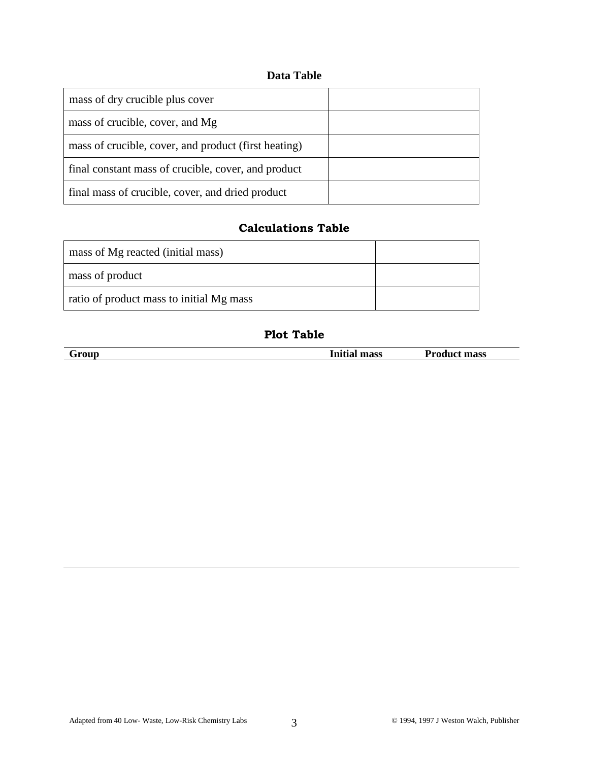### Data Table

| | |
|---|---|
| mass of dry crucible plus cover | |
| mass of crucible, cover, and Mg | |
| mass of crucible, cover, and product (first heating) | |
| final constant mass of crucible, cover, and product | |
| final mass of crucible, cover, and dried product | |

### Calculations Table

| | |
|---|---|
| mass of Mg reacted (initial mass) | |
| mass of product | |
| ratio of product mass to initial Mg mass | |

### Plot Table

| Group | Initial mass | Product mass |
|---|---|---|
| | | |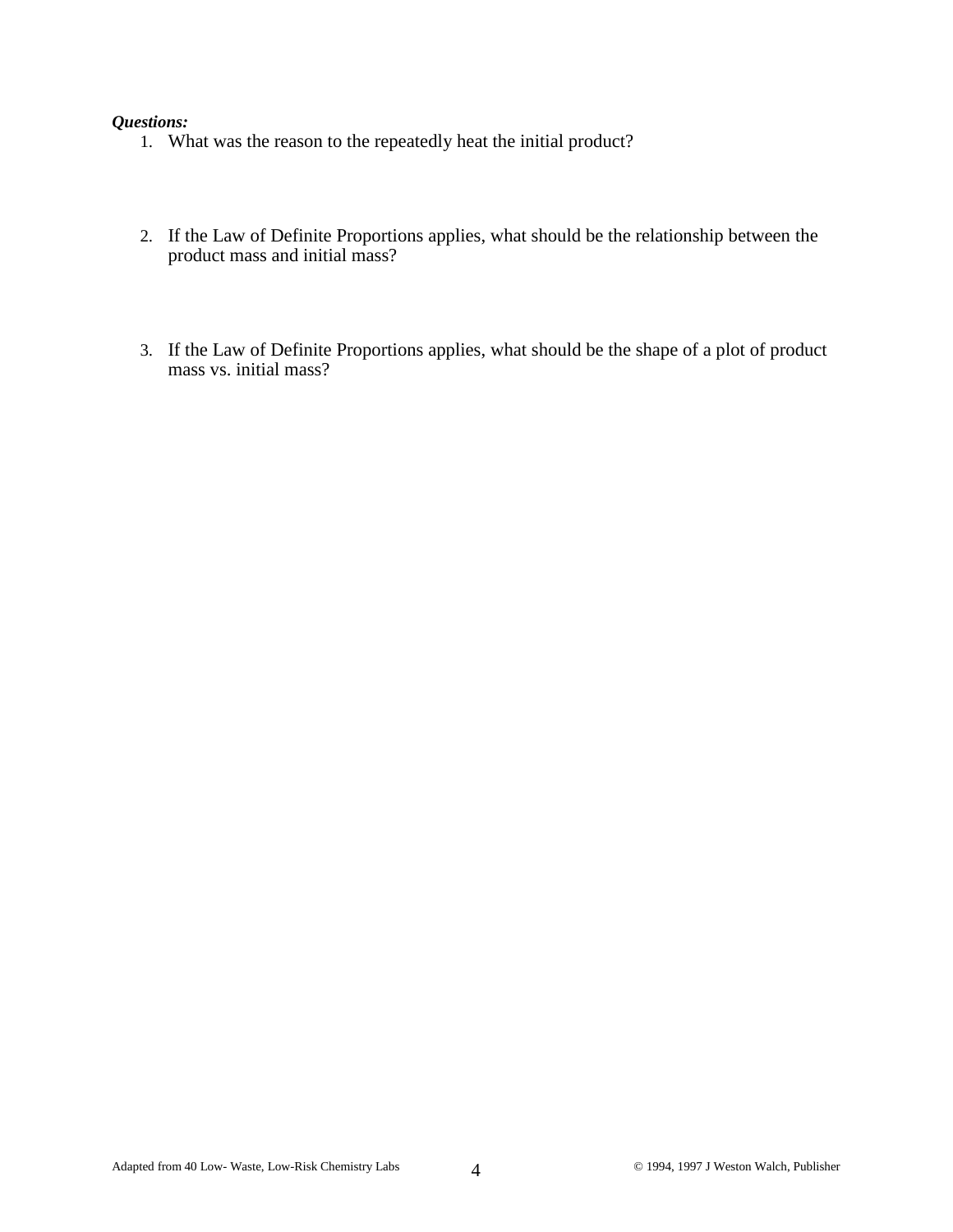***Questions:***

1. What was the reason to the repeatedly heat the initial product?

2. If the Law of Definite Proportions applies, what should be the relationship between the product mass and initial mass?

3. If the Law of Definite Proportions applies, what should be the shape of a plot of product mass vs. initial mass?